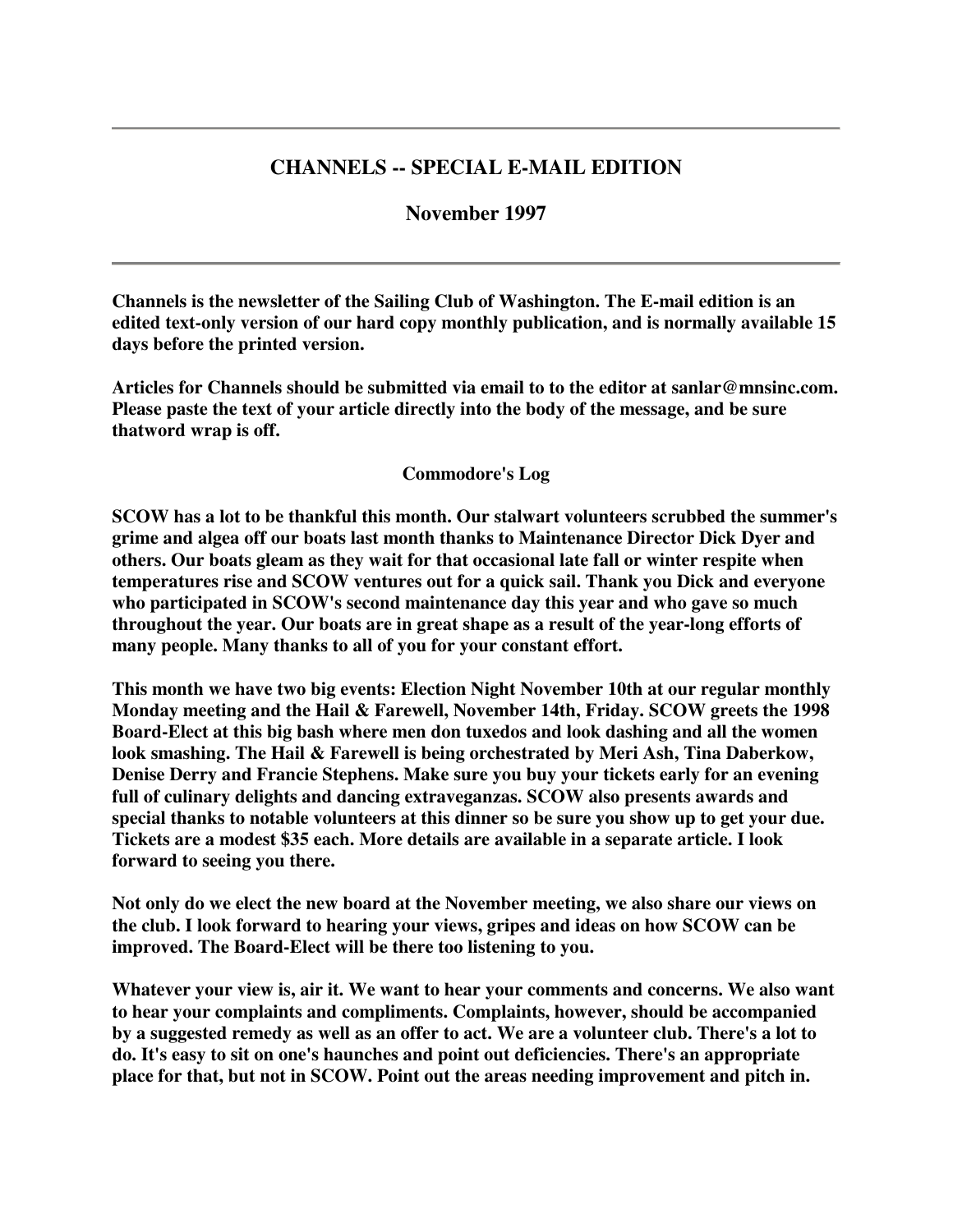---

# CHANNELS -- SPECIAL E-MAIL EDITION

## November 1997

---

**Channels is the newsletter of the Sailing Club of Washington. The E-mail edition is an edited text-only version of our hard copy monthly publication, and is normally available 15 days before the printed version.**

**Articles for Channels should be submitted via email to to the editor at sanlar@mnsinc.com. Please paste the text of your article directly into the body of the message, and be sure thatword wrap is off.**

### Commodore's Log

**SCOW has a lot to be thankful this month. Our stalwart volunteers scrubbed the summer's grime and algea off our boats last month thanks to Maintenance Director Dick Dyer and others. Our boats gleam as they wait for that occasional late fall or winter respite when temperatures rise and SCOW ventures out for a quick sail. Thank you Dick and everyone who participated in SCOW's second maintenance day this year and who gave so much throughout the year. Our boats are in great shape as a result of the year-long efforts of many people. Many thanks to all of you for your constant effort.**

**This month we have two big events: Election Night November 10th at our regular monthly Monday meeting and the Hail & Farewell, November 14th, Friday. SCOW greets the 1998 Board-Elect at this big bash where men don tuxedos and look dashing and all the women look smashing. The Hail & Farewell is being orchestrated by Meri Ash, Tina Daberkow, Denise Derry and Francie Stephens. Make sure you buy your tickets early for an evening full of culinary delights and dancing extravaganzas. SCOW also presents awards and special thanks to notable volunteers at this dinner so be sure you show up to get your due. Tickets are a modest $35 each. More details are available in a separate article. I look forward to seeing you there.**

**Not only do we elect the new board at the November meeting, we also share our views on the club. I look forward to hearing your views, gripes and ideas on how SCOW can be improved. The Board-Elect will be there too listening to you.**

**Whatever your view is, air it. We want to hear your comments and concerns. We also want to hear your complaints and compliments. Complaints, however, should be accompanied by a suggested remedy as well as an offer to act. We are a volunteer club. There's a lot to do. It's easy to sit on one's haunches and point out deficiencies. There's an appropriate place for that, but not in SCOW. Point out the areas needing improvement and pitch in.**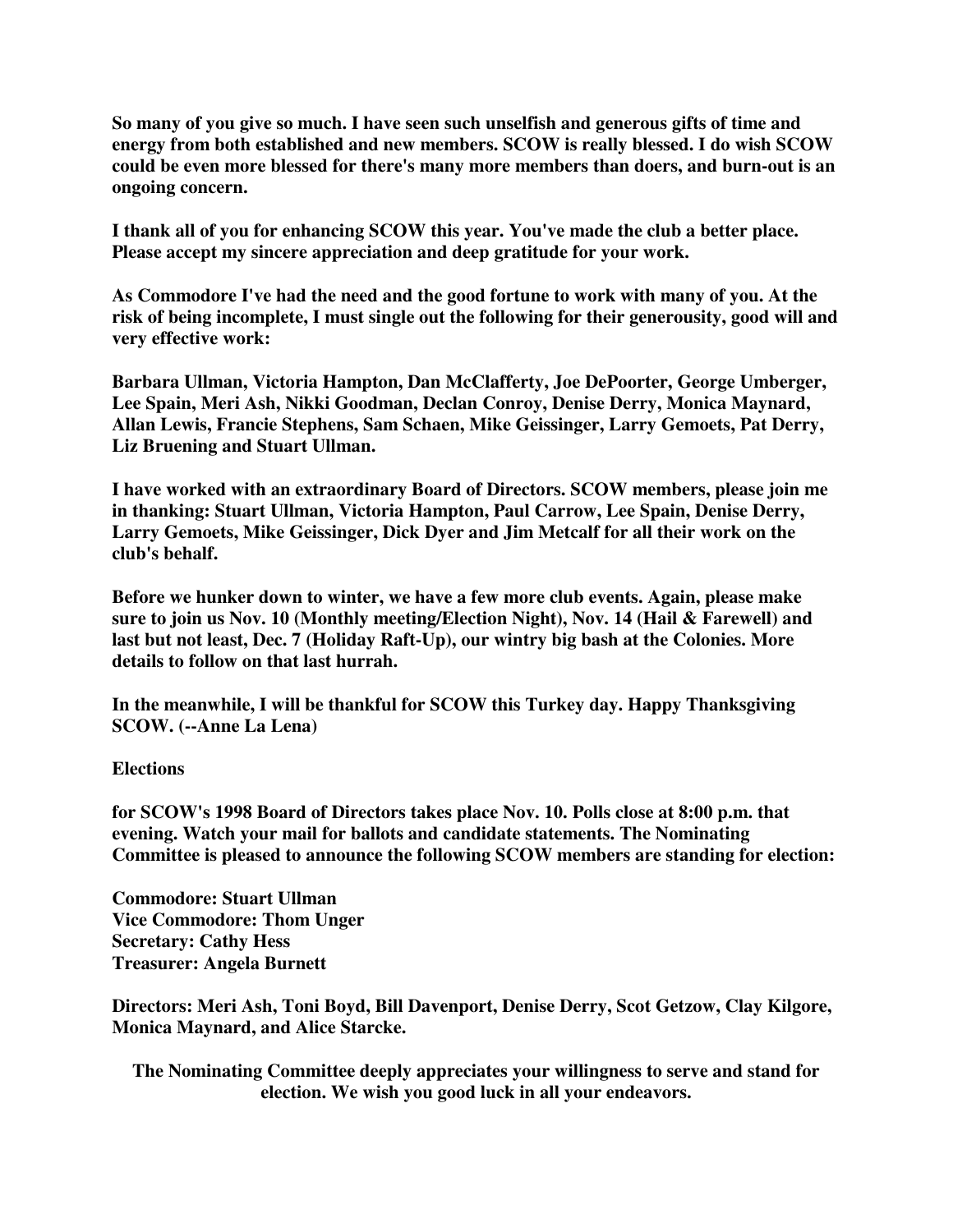**So many of you give so much. I have seen such unselfish and generous gifts of time and energy from both established and new members. SCOW is really blessed. I do wish SCOW could be even more blessed for there's many more members than doers, and burn-out is an ongoing concern.**

**I thank all of you for enhancing SCOW this year. You've made the club a better place. Please accept my sincere appreciation and deep gratitude for your work.**

**As Commodore I've had the need and the good fortune to work with many of you. At the risk of being incomplete, I must single out the following for their generousity, good will and very effective work:**

**Barbara Ullman, Victoria Hampton, Dan McClafferty, Joe DePoorter, George Umberger, Lee Spain, Meri Ash, Nikki Goodman, Declan Conroy, Denise Derry, Monica Maynard, Allan Lewis, Francie Stephens, Sam Schaen, Mike Geissinger, Larry Gemoets, Pat Derry, Liz Bruening and Stuart Ullman.**

**I have worked with an extraordinary Board of Directors. SCOW members, please join me in thanking: Stuart Ullman, Victoria Hampton, Paul Carrow, Lee Spain, Denise Derry, Larry Gemoets, Mike Geissinger, Dick Dyer and Jim Metcalf for all their work on the club's behalf.**

**Before we hunker down to winter, we have a few more club events. Again, please make sure to join us Nov. 10 (Monthly meeting/Election Night), Nov. 14 (Hail & Farewell) and last but not least, Dec. 7 (Holiday Raft-Up), our wintry big bash at the Colonies. More details to follow on that last hurrah.**

**In the meanwhile, I will be thankful for SCOW this Turkey day. Happy Thanksgiving SCOW. (--Anne La Lena)**

## Elections

**for SCOW's 1998 Board of Directors takes place Nov. 10. Polls close at 8:00 p.m. that evening. Watch your mail for ballots and candidate statements. The Nominating Committee is pleased to announce the following SCOW members are standing for election:**

**Commodore: Stuart Ullman**
**Vice Commodore: Thom Unger**
**Secretary: Cathy Hess**
**Treasurer: Angela Burnett**

**Directors: Meri Ash, Toni Boyd, Bill Davenport, Denise Derry, Scot Getzow, Clay Kilgore, Monica Maynard, and Alice Starcke.**

**The Nominating Committee deeply appreciates your willingness to serve and stand for election. We wish you good luck in all your endeavors.**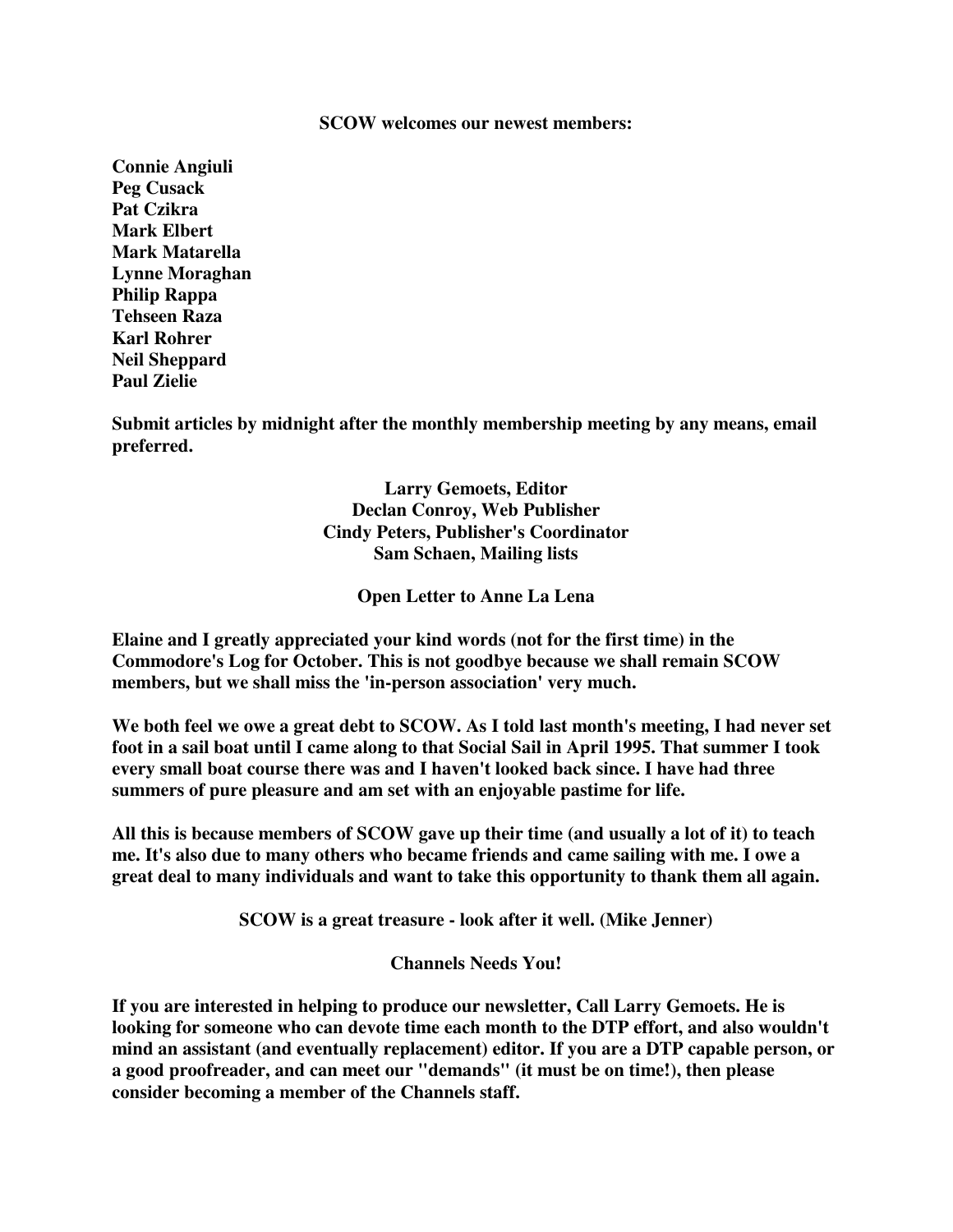**SCOW welcomes our newest members:**

**Connie Angiuli**
**Peg Cusack**
**Pat Czikra**
**Mark Elbert**
**Mark Matarella**
**Lynne Moraghan**
**Philip Rappa**
**Tehseen Raza**
**Karl Rohrer**
**Neil Sheppard**
**Paul Zielie**

**Submit articles by midnight after the monthly membership meeting by any means, email preferred.**

**Larry Gemoets, Editor**
**Declan Conroy, Web Publisher**
**Cindy Peters, Publisher's Coordinator**
**Sam Schaen, Mailing lists**

## Open Letter to Anne La Lena

**Elaine and I greatly appreciated your kind words (not for the first time) in the Commodore's Log for October. This is not goodbye because we shall remain SCOW members, but we shall miss the 'in-person association' very much.**

**We both feel we owe a great debt to SCOW. As I told last month's meeting, I had never set foot in a sail boat until I came along to that Social Sail in April 1995. That summer I took every small boat course there was and I haven't looked back since. I have had three summers of pure pleasure and am set with an enjoyable pastime for life.**

**All this is because members of SCOW gave up their time (and usually a lot of it) to teach me. It's also due to many others who became friends and came sailing with me. I owe a great deal to many individuals and want to take this opportunity to thank them all again.**

**SCOW is a great treasure - look after it well. (Mike Jenner)**

## Channels Needs You!

**If you are interested in helping to produce our newsletter, Call Larry Gemoets. He is looking for someone who can devote time each month to the DTP effort, and also wouldn't mind an assistant (and eventually replacement) editor. If you are a DTP capable person, or a good proofreader, and can meet our "demands" (it must be on time!), then please consider becoming a member of the Channels staff.**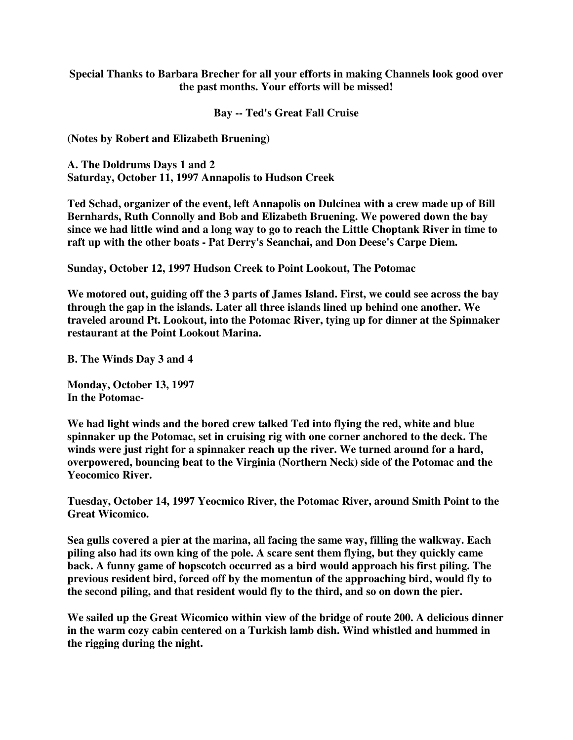**Special Thanks to Barbara Brecher for all your efforts in making Channels look good over the past months. Your efforts will be missed!**

## Bay -- Ted's Great Fall Cruise

**(Notes by Robert and Elizabeth Bruening)**

### A. The Doldrums Days 1 and 2

**Saturday, October 11, 1997 Annapolis to Hudson Creek**

**Ted Schad, organizer of the event, left Annapolis on Dulcinea with a crew made up of Bill Bernhards, Ruth Connolly and Bob and Elizabeth Bruening. We powered down the bay since we had little wind and a long way to go to reach the Little Choptank River in time to raft up with the other boats - Pat Derry's Seanchai, and Don Deese's Carpe Diem.**

**Sunday, October 12, 1997 Hudson Creek to Point Lookout, The Potomac**

**We motored out, guiding off the 3 parts of James Island. First, we could see across the bay through the gap in the islands. Later all three islands lined up behind one another. We traveled around Pt. Lookout, into the Potomac River, tying up for dinner at the Spinnaker restaurant at the Point Lookout Marina.**

### B. The Winds Day 3 and 4

**Monday, October 13, 1997**
**In the Potomac-**

**We had light winds and the bored crew talked Ted into flying the red, white and blue spinnaker up the Potomac, set in cruising rig with one corner anchored to the deck. The winds were just right for a spinnaker reach up the river. We turned around for a hard, overpowered, bouncing beat to the Virginia (Northern Neck) side of the Potomac and the Yeocomico River.**

**Tuesday, October 14, 1997 Yeocmico River, the Potomac River, around Smith Point to the Great Wicomico.**

**Sea gulls covered a pier at the marina, all facing the same way, filling the walkway. Each piling also had its own king of the pole. A scare sent them flying, but they quickly came back. A funny game of hopscotch occurred as a bird would approach his first piling. The previous resident bird, forced off by the momentun of the approaching bird, would fly to the second piling, and that resident would fly to the third, and so on down the pier.**

**We sailed up the Great Wicomico within view of the bridge of route 200. A delicious dinner in the warm cozy cabin centered on a Turkish lamb dish. Wind whistled and hummed in the rigging during the night.**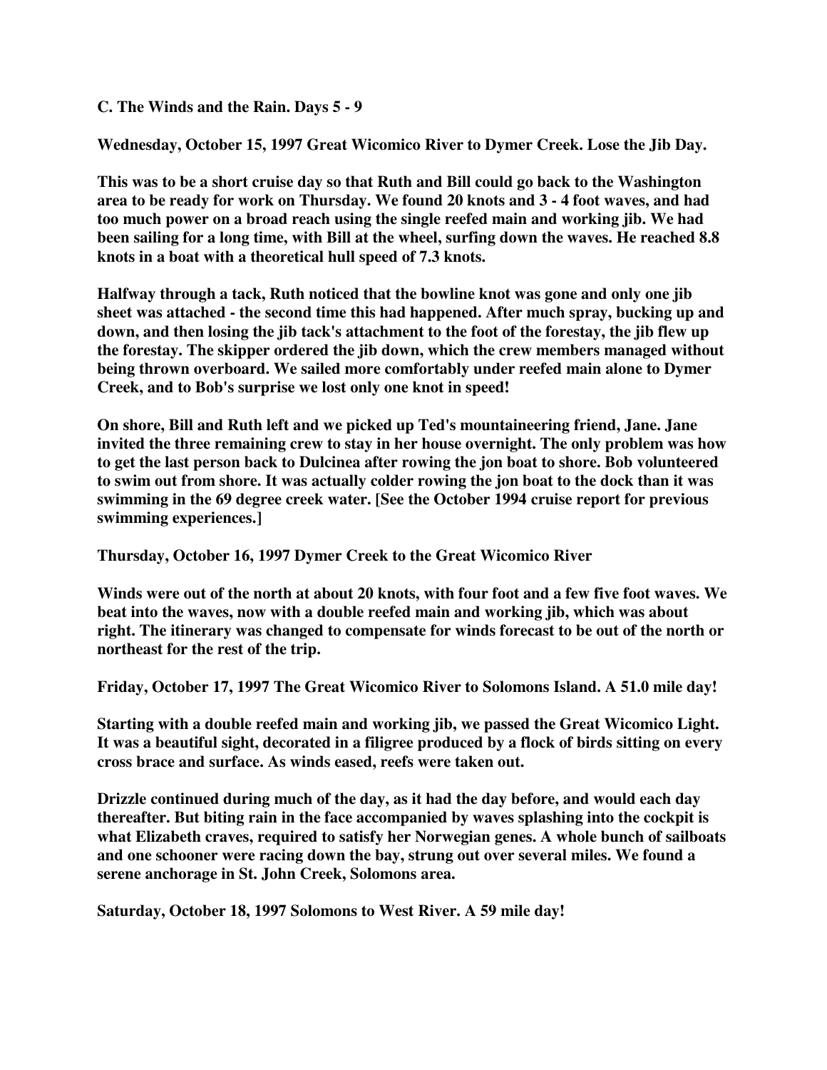### C. The Winds and the Rain. Days 5 - 9

**Wednesday, October 15, 1997 Great Wicomico River to Dymer Creek. Lose the Jib Day.**

This was to be a short cruise day so that Ruth and Bill could go back to the Washington area to be ready for work on Thursday. We found 20 knots and 3 - 4 foot waves, and had too much power on a broad reach using the single reefed main and working jib. We had been sailing for a long time, with Bill at the wheel, surfing down the waves. He reached 8.8 knots in a boat with a theoretical hull speed of 7.3 knots.

Halfway through a tack, Ruth noticed that the bowline knot was gone and only one jib sheet was attached - the second time this had happened. After much spray, bucking up and down, and then losing the jib tack's attachment to the foot of the forestay, the jib flew up the forestay. The skipper ordered the jib down, which the crew members managed without being thrown overboard. We sailed more comfortably under reefed main alone to Dymer Creek, and to Bob's surprise we lost only one knot in speed!

On shore, Bill and Ruth left and we picked up Ted's mountaineering friend, Jane. Jane invited the three remaining crew to stay in her house overnight. The only problem was how to get the last person back to Dulcinea after rowing the jon boat to shore. Bob volunteered to swim out from shore. It was actually colder rowing the jon boat to the dock than it was swimming in the 69 degree creek water. [See the October 1994 cruise report for previous swimming experiences.]

**Thursday, October 16, 1997 Dymer Creek to the Great Wicomico River**

Winds were out of the north at about 20 knots, with four foot and a few five foot waves. We beat into the waves, now with a double reefed main and working jib, which was about right. The itinerary was changed to compensate for winds forecast to be out of the north or northeast for the rest of the trip.

**Friday, October 17, 1997 The Great Wicomico River to Solomons Island. A 51.0 mile day!**

Starting with a double reefed main and working jib, we passed the Great Wicomico Light. It was a beautiful sight, decorated in a filigree produced by a flock of birds sitting on every cross brace and surface. As winds eased, reefs were taken out.

Drizzle continued during much of the day, as it had the day before, and would each day thereafter. But biting rain in the face accompanied by waves splashing into the cockpit is what Elizabeth craves, required to satisfy her Norwegian genes. A whole bunch of sailboats and one schooner were racing down the bay, strung out over several miles. We found a serene anchorage in St. John Creek, Solomons area.

**Saturday, October 18, 1997 Solomons to West River. A 59 mile day!**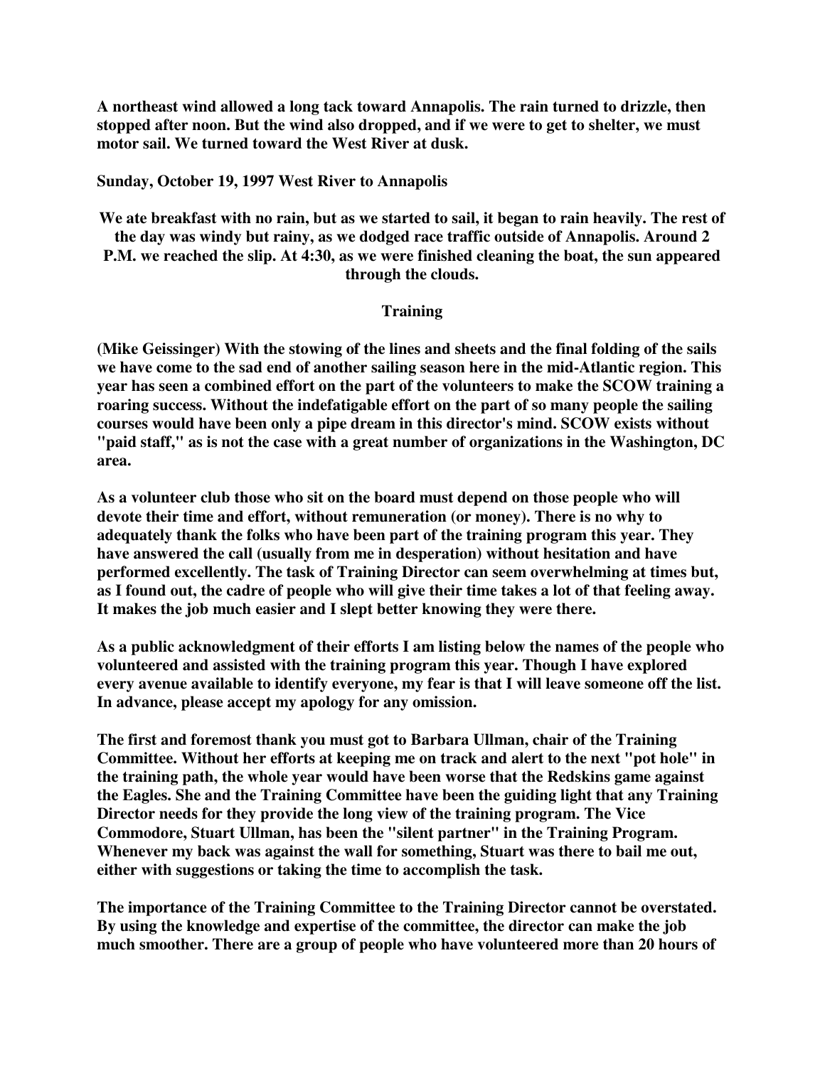**A northeast wind allowed a long tack toward Annapolis. The rain turned to drizzle, then stopped after noon. But the wind also dropped, and if we were to get to shelter, we must motor sail. We turned toward the West River at dusk.**

**Sunday, October 19, 1997 West River to Annapolis**

**We ate breakfast with no rain, but as we started to sail, it began to rain heavily. The rest of the day was windy but rainy, as we dodged race traffic outside of Annapolis. Around 2 P.M. we reached the slip. At 4:30, as we were finished cleaning the boat, the sun appeared through the clouds.**

## Training

**(Mike Geissinger) With the stowing of the lines and sheets and the final folding of the sails we have come to the sad end of another sailing season here in the mid-Atlantic region. This year has seen a combined effort on the part of the volunteers to make the SCOW training a roaring success. Without the indefatigable effort on the part of so many people the sailing courses would have been only a pipe dream in this director's mind. SCOW exists without "paid staff," as is not the case with a great number of organizations in the Washington, DC area.**

**As a volunteer club those who sit on the board must depend on those people who will devote their time and effort, without remuneration (or money). There is no why to adequately thank the folks who have been part of the training program this year. They have answered the call (usually from me in desperation) without hesitation and have performed excellently. The task of Training Director can seem overwhelming at times but, as I found out, the cadre of people who will give their time takes a lot of that feeling away. It makes the job much easier and I slept better knowing they were there.**

**As a public acknowledgment of their efforts I am listing below the names of the people who volunteered and assisted with the training program this year. Though I have explored every avenue available to identify everyone, my fear is that I will leave someone off the list. In advance, please accept my apology for any omission.**

**The first and foremost thank you must got to Barbara Ullman, chair of the Training Committee. Without her efforts at keeping me on track and alert to the next "pot hole" in the training path, the whole year would have been worse that the Redskins game against the Eagles. She and the Training Committee have been the guiding light that any Training Director needs for they provide the long view of the training program. The Vice Commodore, Stuart Ullman, has been the "silent partner" in the Training Program. Whenever my back was against the wall for something, Stuart was there to bail me out, either with suggestions or taking the time to accomplish the task.**

**The importance of the Training Committee to the Training Director cannot be overstated. By using the knowledge and expertise of the committee, the director can make the job much smoother. There are a group of people who have volunteered more than 20 hours of**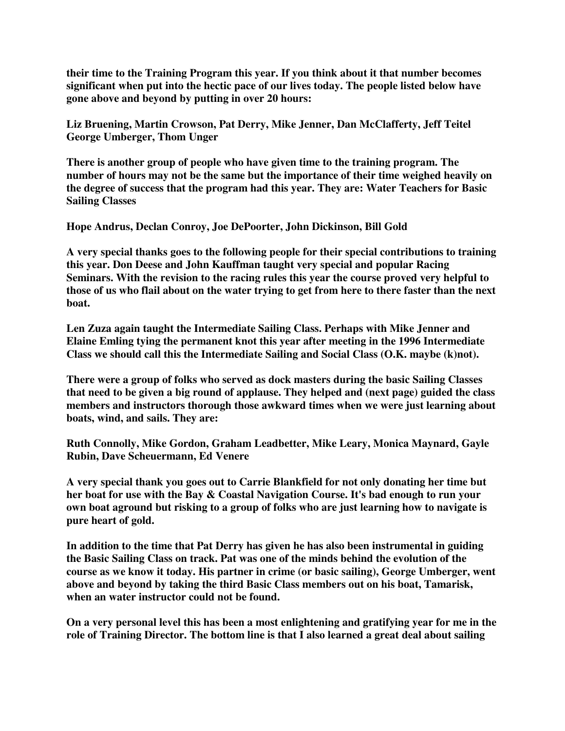**their time to the Training Program this year. If you think about it that number becomes significant when put into the hectic pace of our lives today. The people listed below have gone above and beyond by putting in over 20 hours:**

**Liz Bruening, Martin Crowson, Pat Derry, Mike Jenner, Dan McClafferty, Jeff Teitel George Umberger, Thom Unger**

**There is another group of people who have given time to the training program. The number of hours may not be the same but the importance of their time weighed heavily on the degree of success that the program had this year. They are: Water Teachers for Basic Sailing Classes**

**Hope Andrus, Declan Conroy, Joe DePoorter, John Dickinson, Bill Gold**

**A very special thanks goes to the following people for their special contributions to training this year. Don Deese and John Kauffman taught very special and popular Racing Seminars. With the revision to the racing rules this year the course proved very helpful to those of us who flail about on the water trying to get from here to there faster than the next boat.**

**Len Zuza again taught the Intermediate Sailing Class. Perhaps with Mike Jenner and Elaine Emling tying the permanent knot this year after meeting in the 1996 Intermediate Class we should call this the Intermediate Sailing and Social Class (O.K. maybe (k)not).**

**There were a group of folks who served as dock masters during the basic Sailing Classes that need to be given a big round of applause. They helped and (next page) guided the class members and instructors thorough those awkward times when we were just learning about boats, wind, and sails. They are:**

**Ruth Connolly, Mike Gordon, Graham Leadbetter, Mike Leary, Monica Maynard, Gayle Rubin, Dave Scheuermann, Ed Venere**

**A very special thank you goes out to Carrie Blankfield for not only donating her time but her boat for use with the Bay & Coastal Navigation Course. It's bad enough to run your own boat aground but risking to a group of folks who are just learning how to navigate is pure heart of gold.**

**In addition to the time that Pat Derry has given he has also been instrumental in guiding the Basic Sailing Class on track. Pat was one of the minds behind the evolution of the course as we know it today. His partner in crime (or basic sailing), George Umberger, went above and beyond by taking the third Basic Class members out on his boat, Tamarisk, when an water instructor could not be found.**

**On a very personal level this has been a most enlightening and gratifying year for me in the role of Training Director. The bottom line is that I also learned a great deal about sailing**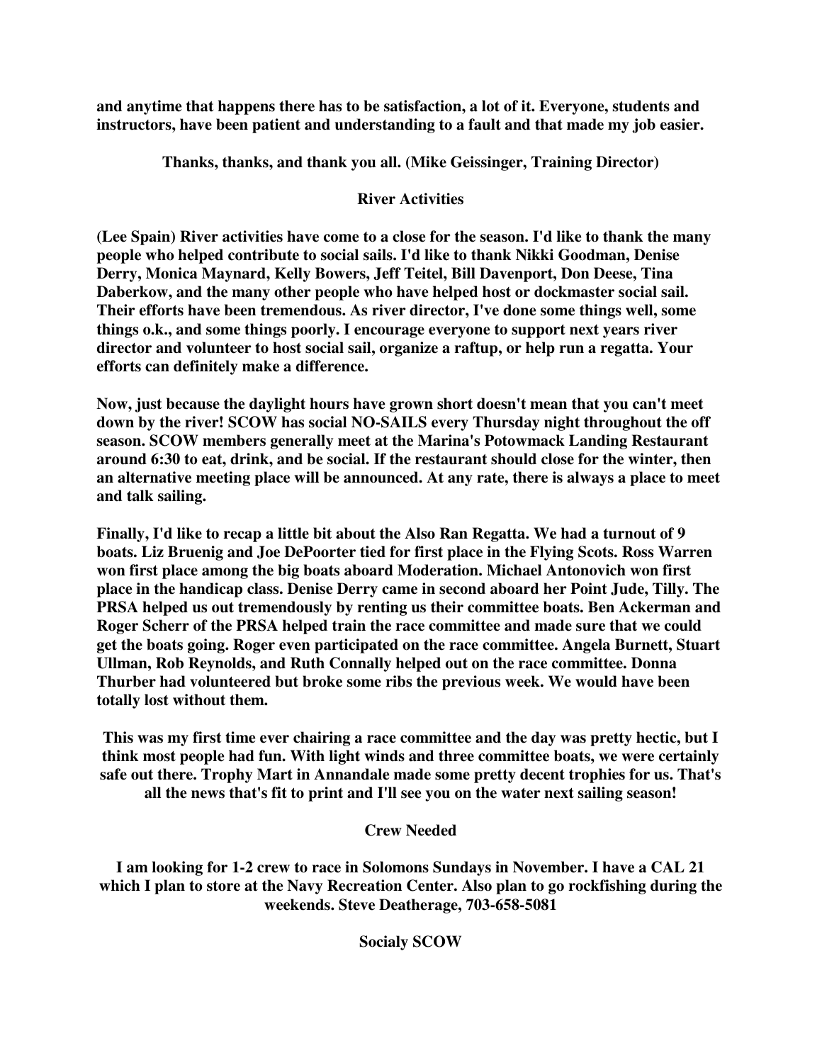**and anytime that happens there has to be satisfaction, a lot of it. Everyone, students and instructors, have been patient and understanding to a fault and that made my job easier.**

**Thanks, thanks, and thank you all. (Mike Geissinger, Training Director)**

## River Activities

**(Lee Spain) River activities have come to a close for the season. I'd like to thank the many people who helped contribute to social sails. I'd like to thank Nikki Goodman, Denise Derry, Monica Maynard, Kelly Bowers, Jeff Teitel, Bill Davenport, Don Deese, Tina Daberkow, and the many other people who have helped host or dockmaster social sail. Their efforts have been tremendous. As river director, I've done some things well, some things o.k., and some things poorly. I encourage everyone to support next years river director and volunteer to host social sail, organize a raftup, or help run a regatta. Your efforts can definitely make a difference.**

**Now, just because the daylight hours have grown short doesn't mean that you can't meet down by the river! SCOW has social NO-SAILS every Thursday night throughout the off season. SCOW members generally meet at the Marina's Potowmack Landing Restaurant around 6:30 to eat, drink, and be social. If the restaurant should close for the winter, then an alternative meeting place will be announced. At any rate, there is always a place to meet and talk sailing.**

**Finally, I'd like to recap a little bit about the Also Ran Regatta. We had a turnout of 9 boats. Liz Bruenig and Joe DePoorter tied for first place in the Flying Scots. Ross Warren won first place among the big boats aboard Moderation. Michael Antonovich won first place in the handicap class. Denise Derry came in second aboard her Point Jude, Tilly. The PRSA helped us out tremendously by renting us their committee boats. Ben Ackerman and Roger Scherr of the PRSA helped train the race committee and made sure that we could get the boats going. Roger even participated on the race committee. Angela Burnett, Stuart Ullman, Rob Reynolds, and Ruth Connally helped out on the race committee. Donna Thurber had volunteered but broke some ribs the previous week. We would have been totally lost without them.**

**This was my first time ever chairing a race committee and the day was pretty hectic, but I think most people had fun. With light winds and three committee boats, we were certainly safe out there. Trophy Mart in Annandale made some pretty decent trophies for us. That's all the news that's fit to print and I'll see you on the water next sailing season!**

## Crew Needed

**I am looking for 1-2 crew to race in Solomons Sundays in November. I have a CAL 21 which I plan to store at the Navy Recreation Center. Also plan to go rockfishing during the weekends. Steve Deatherage, 703-658-5081**

## Socialy SCOW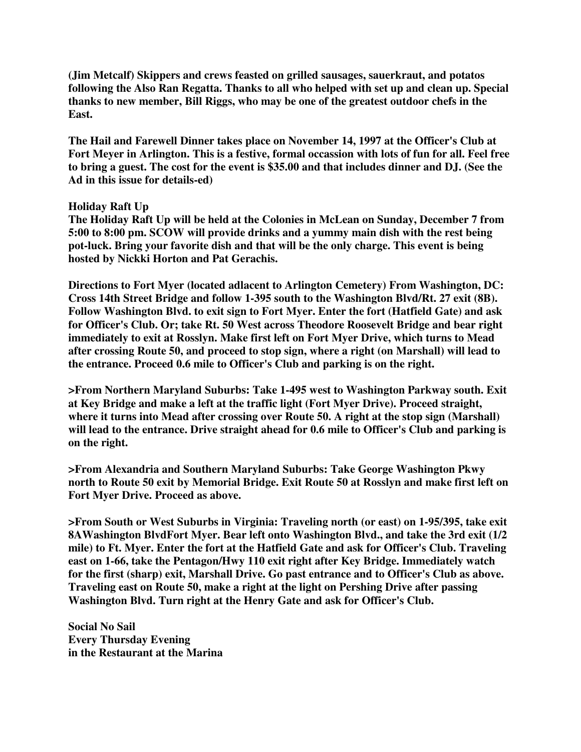**(Jim Metcalf) Skippers and crews feasted on grilled sausages, sauerkraut, and potatos following the Also Ran Regatta. Thanks to all who helped with set up and clean up. Special thanks to new member, Bill Riggs, who may be one of the greatest outdoor chefs in the East.**

**The Hail and Farewell Dinner takes place on November 14, 1997 at the Officer's Club at Fort Meyer in Arlington. This is a festive, formal occassion with lots of fun for all. Feel free to bring a guest. The cost for the event is $35.00 and that includes dinner and DJ. (See the Ad in this issue for details-ed)**

**Holiday Raft Up**

**The Holiday Raft Up will be held at the Colonies in McLean on Sunday, December 7 from 5:00 to 8:00 pm. SCOW will provide drinks and a yummy main dish with the rest being pot-luck. Bring your favorite dish and that will be the only charge. This event is being hosted by Nickki Horton and Pat Gerachis.**

**Directions to Fort Myer (located adlacent to Arlington Cemetery) From Washington, DC: Cross 14th Street Bridge and follow 1-395 south to the Washington Blvd/Rt. 27 exit (8B). Follow Washington Blvd. to exit sign to Fort Myer. Enter the fort (Hatfield Gate) and ask for Officer's Club. Or; take Rt. 50 West across Theodore Roosevelt Bridge and bear right immediately to exit at Rosslyn. Make first left on Fort Myer Drive, which turns to Mead after crossing Route 50, and proceed to stop sign, where a right (on Marshall) will lead to the entrance. Proceed 0.6 mile to Officer's Club and parking is on the right.**

**>From Northern Maryland Suburbs: Take 1-495 west to Washington Parkway south. Exit at Key Bridge and make a left at the traffic light (Fort Myer Drive). Proceed straight, where it turns into Mead after crossing over Route 50. A right at the stop sign (Marshall) will lead to the entrance. Drive straight ahead for 0.6 mile to Officer's Club and parking is on the right.**

**>From Alexandria and Southern Maryland Suburbs: Take George Washington Pkwy north to Route 50 exit by Memorial Bridge. Exit Route 50 at Rosslyn and make first left on Fort Myer Drive. Proceed as above.**

**>From South or West Suburbs in Virginia: Traveling north (or east) on 1-95/395, take exit 8AWashington BlvdFort Myer. Bear left onto Washington Blvd., and take the 3rd exit (1/2 mile) to Ft. Myer. Enter the fort at the Hatfield Gate and ask for Officer's Club. Traveling east on 1-66, take the Pentagon/Hwy 110 exit right after Key Bridge. Immediately watch for the first (sharp) exit, Marshall Drive. Go past entrance and to Officer's Club as above. Traveling east on Route 50, make a right at the light on Pershing Drive after passing Washington Blvd. Turn right at the Henry Gate and ask for Officer's Club.**

**Social No Sail**
**Every Thursday Evening**
**in the Restaurant at the Marina**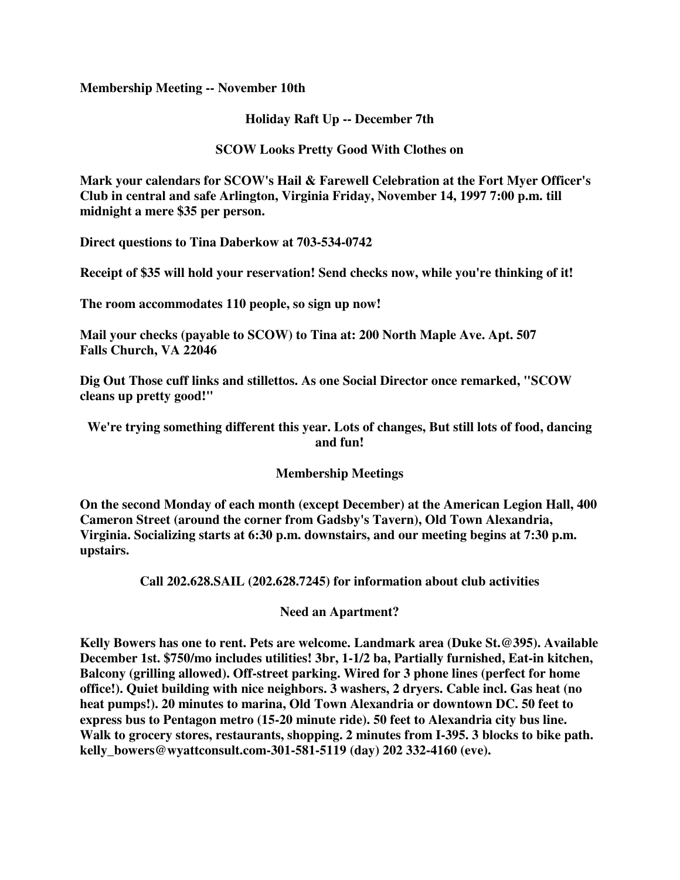**Membership Meeting -- November 10th**

**Holiday Raft Up -- December 7th**

**SCOW Looks Pretty Good With Clothes on**

**Mark your calendars for SCOW's Hail & Farewell Celebration at the Fort Myer Officer's Club in central and safe Arlington, Virginia Friday, November 14, 1997 7:00 p.m. till midnight a mere $35 per person.**

**Direct questions to Tina Daberkow at 703-534-0742**

**Receipt of $35 will hold your reservation! Send checks now, while you're thinking of it!**

**The room accommodates 110 people, so sign up now!**

**Mail your checks (payable to SCOW) to Tina at: 200 North Maple Ave. Apt. 507**
**Falls Church, VA 22046**

**Dig Out Those cuff links and stillettos. As one Social Director once remarked, "SCOW cleans up pretty good!"**

**We're trying something different this year. Lots of changes, But still lots of food, dancing and fun!**

**Membership Meetings**

**On the second Monday of each month (except December) at the American Legion Hall, 400 Cameron Street (around the corner from Gadsby's Tavern), Old Town Alexandria, Virginia. Socializing starts at 6:30 p.m. downstairs, and our meeting begins at 7:30 p.m. upstairs.**

**Call 202.628.SAIL (202.628.7245) for information about club activities**

**Need an Apartment?**

**Kelly Bowers has one to rent. Pets are welcome. Landmark area (Duke St.@395). Available December 1st. $750/mo includes utilities! 3br, 1-1/2 ba, Partially furnished, Eat-in kitchen, Balcony (grilling allowed). Off-street parking. Wired for 3 phone lines (perfect for home office!). Quiet building with nice neighbors. 3 washers, 2 dryers. Cable incl. Gas heat (no heat pumps!). 20 minutes to marina, Old Town Alexandria or downtown DC. 50 feet to express bus to Pentagon metro (15-20 minute ride). 50 feet to Alexandria city bus line. Walk to grocery stores, restaurants, shopping. 2 minutes from I-395. 3 blocks to bike path. kelly_bowers@wyattconsult.com-301-581-5119 (day) 202 332-4160 (eve).**